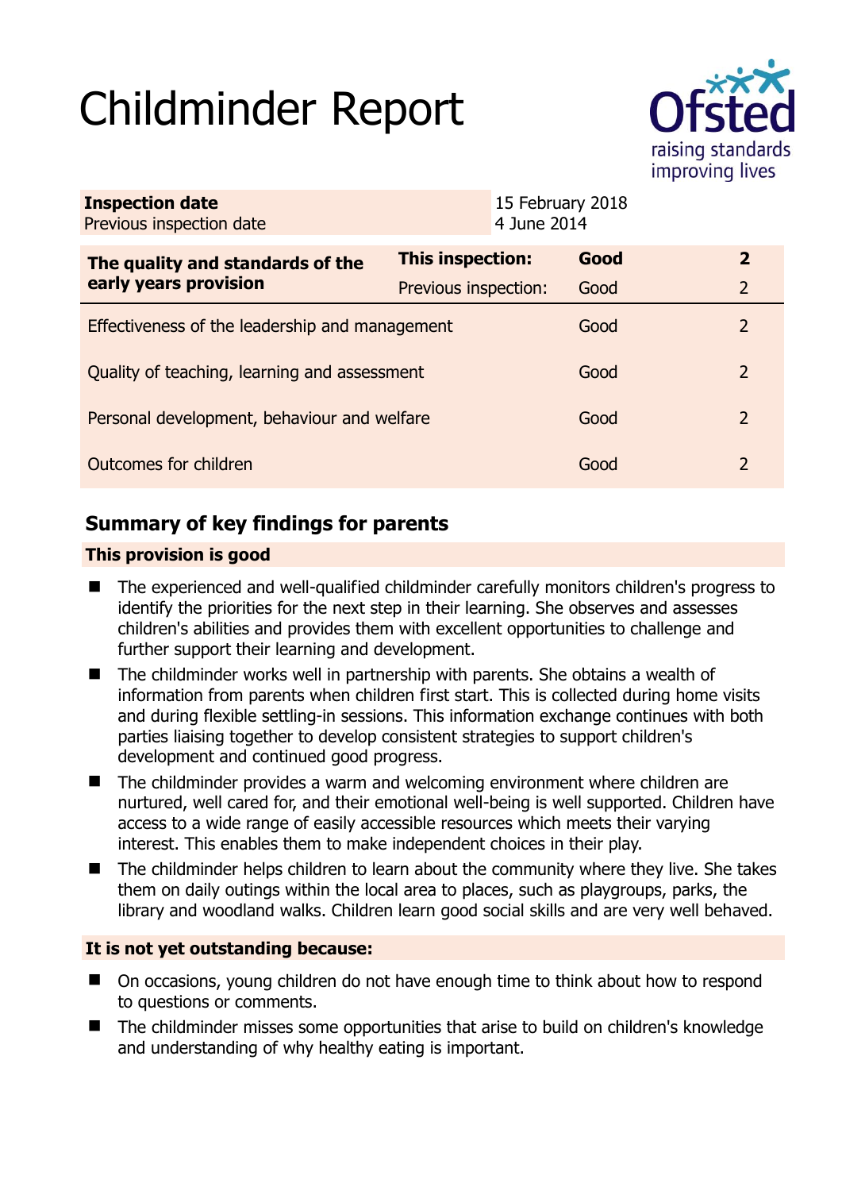# Childminder Report

| Inspection date | 15 February 2018 |
| --- | --- |
| Previous inspection date | 4 June 2014 |

| The quality and standards of the early years provision | This inspection: | Good | 2 |
| --- | --- | --- | --- |
| | Previous inspection: | Good | 2 |
| Effectiveness of the leadership and management | | Good | 2 |
| Quality of teaching, learning and assessment | | Good | 2 |
| Personal development, behaviour and welfare | | Good | 2 |
| Outcomes for children | | Good | 2 |

## Summary of key findings for parents

**This provision is good**

- The experienced and well-qualified childminder carefully monitors children's progress to identify the priorities for the next step in their learning. She observes and assesses children's abilities and provides them with excellent opportunities to challenge and further support their learning and development.
- The childminder works well in partnership with parents. She obtains a wealth of information from parents when children first start. This is collected during home visits and during flexible settling-in sessions. This information exchange continues with both parties liaising together to develop consistent strategies to support children's development and continued good progress.
- The childminder provides a warm and welcoming environment where children are nurtured, well cared for, and their emotional well-being is well supported. Children have access to a wide range of easily accessible resources which meets their varying interest. This enables them to make independent choices in their play.
- The childminder helps children to learn about the community where they live. She takes them on daily outings within the local area to places, such as playgroups, parks, the library and woodland walks. Children learn good social skills and are very well behaved.

**It is not yet outstanding because:**

- On occasions, young children do not have enough time to think about how to respond to questions or comments.
- The childminder misses some opportunities that arise to build on children's knowledge and understanding of why healthy eating is important.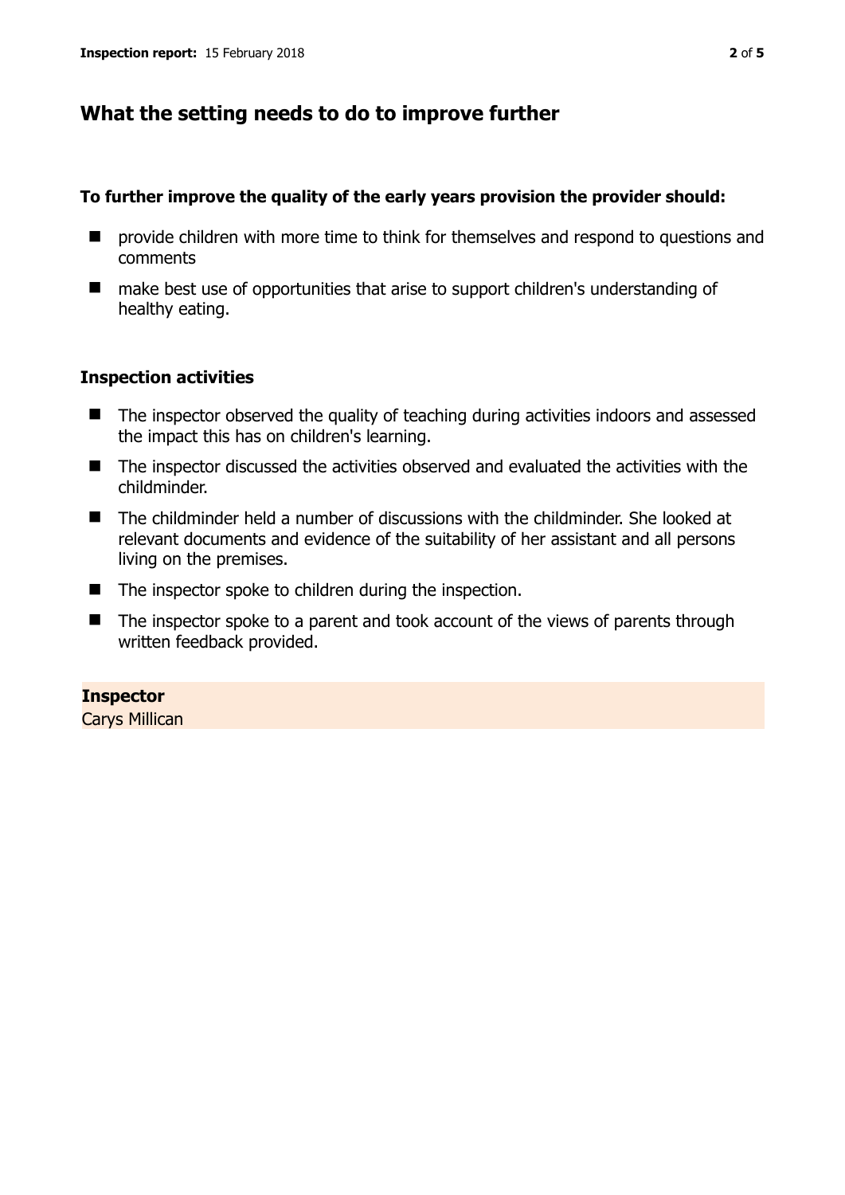## What the setting needs to do to improve further

**To further improve the quality of the early years provision the provider should:**

- provide children with more time to think for themselves and respond to questions and comments
- make best use of opportunities that arise to support children's understanding of healthy eating.

### Inspection activities

- The inspector observed the quality of teaching during activities indoors and assessed the impact this has on children's learning.
- The inspector discussed the activities observed and evaluated the activities with the childminder.
- The childminder held a number of discussions with the childminder. She looked at relevant documents and evidence of the suitability of her assistant and all persons living on the premises.
- The inspector spoke to children during the inspection.
- The inspector spoke to a parent and took account of the views of parents through written feedback provided.

**Inspector**
Carys Millican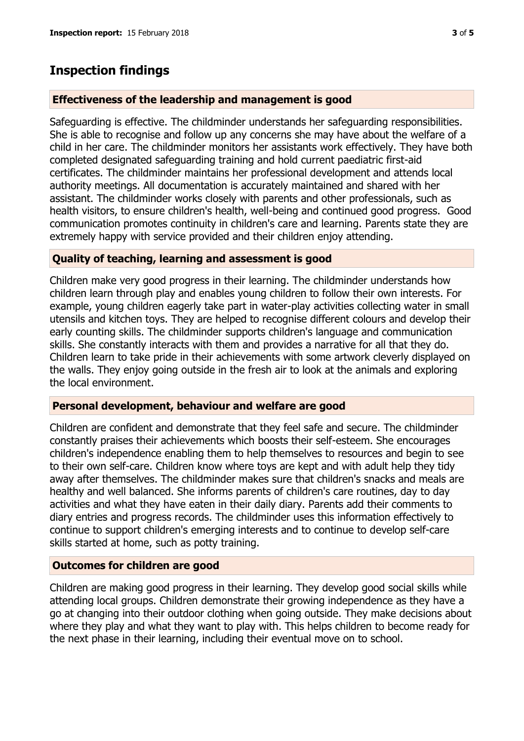## Inspection findings

### Effectiveness of the leadership and management is good

Safeguarding is effective. The childminder understands her safeguarding responsibilities. She is able to recognise and follow up any concerns she may have about the welfare of a child in her care. The childminder monitors her assistants work effectively. They have both completed designated safeguarding training and hold current paediatric first-aid certificates. The childminder maintains her professional development and attends local authority meetings. All documentation is accurately maintained and shared with her assistant. The childminder works closely with parents and other professionals, such as health visitors, to ensure children's health, well-being and continued good progress. Good communication promotes continuity in children's care and learning. Parents state they are extremely happy with service provided and their children enjoy attending.

### Quality of teaching, learning and assessment is good

Children make very good progress in their learning. The childminder understands how children learn through play and enables young children to follow their own interests. For example, young children eagerly take part in water-play activities collecting water in small utensils and kitchen toys. They are helped to recognise different colours and develop their early counting skills. The childminder supports children's language and communication skills. She constantly interacts with them and provides a narrative for all that they do. Children learn to take pride in their achievements with some artwork cleverly displayed on the walls. They enjoy going outside in the fresh air to look at the animals and exploring the local environment.

### Personal development, behaviour and welfare are good

Children are confident and demonstrate that they feel safe and secure. The childminder constantly praises their achievements which boosts their self-esteem. She encourages children's independence enabling them to help themselves to resources and begin to see to their own self-care. Children know where toys are kept and with adult help they tidy away after themselves. The childminder makes sure that children's snacks and meals are healthy and well balanced. She informs parents of children's care routines, day to day activities and what they have eaten in their daily diary. Parents add their comments to diary entries and progress records. The childminder uses this information effectively to continue to support children's emerging interests and to continue to develop self-care skills started at home, such as potty training.

### Outcomes for children are good

Children are making good progress in their learning. They develop good social skills while attending local groups. Children demonstrate their growing independence as they have a go at changing into their outdoor clothing when going outside. They make decisions about where they play and what they want to play with. This helps children to become ready for the next phase in their learning, including their eventual move on to school.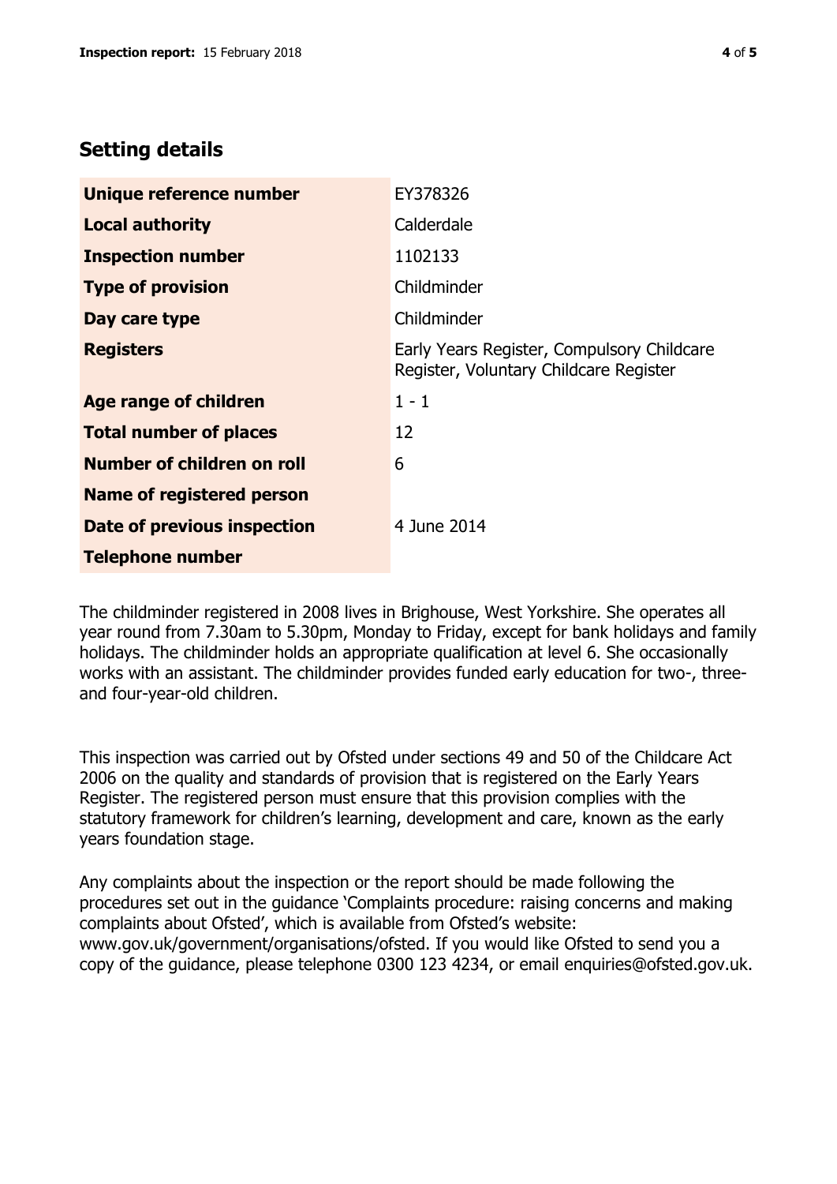## Setting details

| | |
|---|---|
| **Unique reference number** | EY378326 |
| **Local authority** | Calderdale |
| **Inspection number** | 1102133 |
| **Type of provision** | Childminder |
| **Day care type** | Childminder |
| **Registers** | Early Years Register, Compulsory Childcare Register, Voluntary Childcare Register |
| **Age range of children** | 1 - 1 |
| **Total number of places** | 12 |
| **Number of children on roll** | 6 |
| **Name of registered person** | |
| **Date of previous inspection** | 4 June 2014 |
| **Telephone number** | |

The childminder registered in 2008 lives in Brighouse, West Yorkshire. She operates all year round from 7.30am to 5.30pm, Monday to Friday, except for bank holidays and family holidays. The childminder holds an appropriate qualification at level 6. She occasionally works with an assistant. The childminder provides funded early education for two-, three- and four-year-old children.

This inspection was carried out by Ofsted under sections 49 and 50 of the Childcare Act 2006 on the quality and standards of provision that is registered on the Early Years Register. The registered person must ensure that this provision complies with the statutory framework for children's learning, development and care, known as the early years foundation stage.

Any complaints about the inspection or the report should be made following the procedures set out in the guidance 'Complaints procedure: raising concerns and making complaints about Ofsted', which is available from Ofsted's website: www.gov.uk/government/organisations/ofsted. If you would like Ofsted to send you a copy of the guidance, please telephone 0300 123 4234, or email enquiries@ofsted.gov.uk.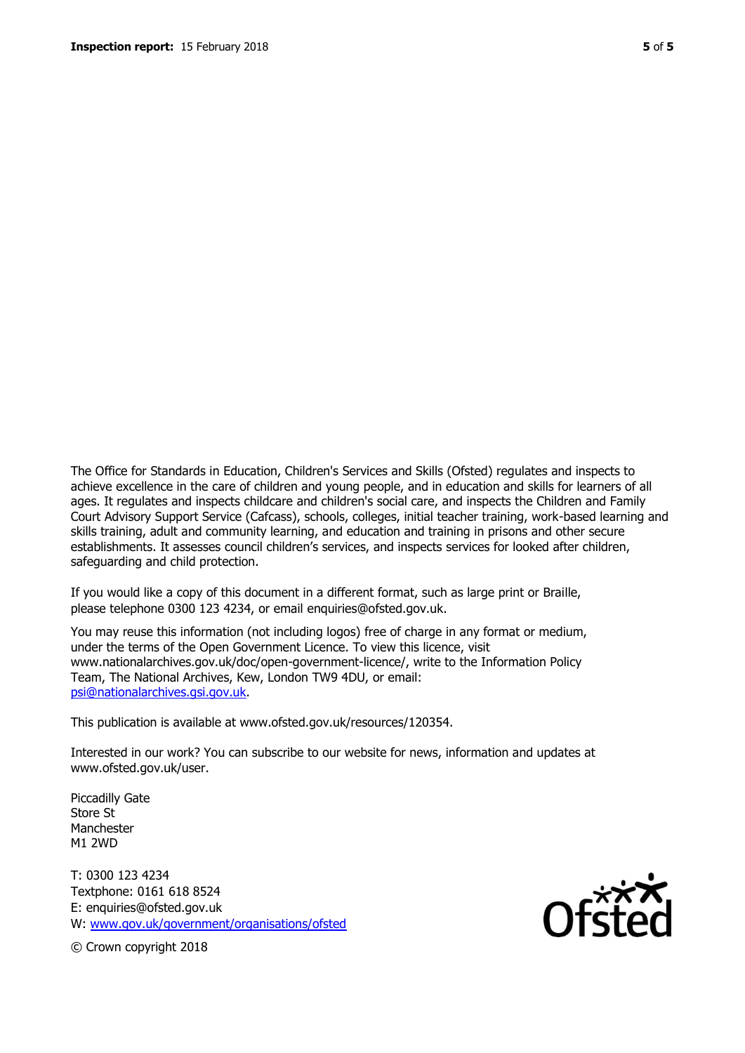The Office for Standards in Education, Children's Services and Skills (Ofsted) regulates and inspects to achieve excellence in the care of children and young people, and in education and skills for learners of all ages. It regulates and inspects childcare and children's social care, and inspects the Children and Family Court Advisory Support Service (Cafcass), schools, colleges, initial teacher training, work-based learning and skills training, adult and community learning, and education and training in prisons and other secure establishments. It assesses council children's services, and inspects services for looked after children, safeguarding and child protection.

If you would like a copy of this document in a different format, such as large print or Braille, please telephone 0300 123 4234, or email enquiries@ofsted.gov.uk.

You may reuse this information (not including logos) free of charge in any format or medium, under the terms of the Open Government Licence. To view this licence, visit www.nationalarchives.gov.uk/doc/open-government-licence/, write to the Information Policy Team, The National Archives, Kew, London TW9 4DU, or email: psi@nationalarchives.gsi.gov.uk.

This publication is available at www.ofsted.gov.uk/resources/120354.

Interested in our work? You can subscribe to our website for news, information and updates at www.ofsted.gov.uk/user.

Piccadilly Gate
Store St
Manchester
M1 2WD

T: 0300 123 4234
Textphone: 0161 618 8524
E: enquiries@ofsted.gov.uk
W: www.gov.uk/government/organisations/ofsted

© Crown copyright 2018